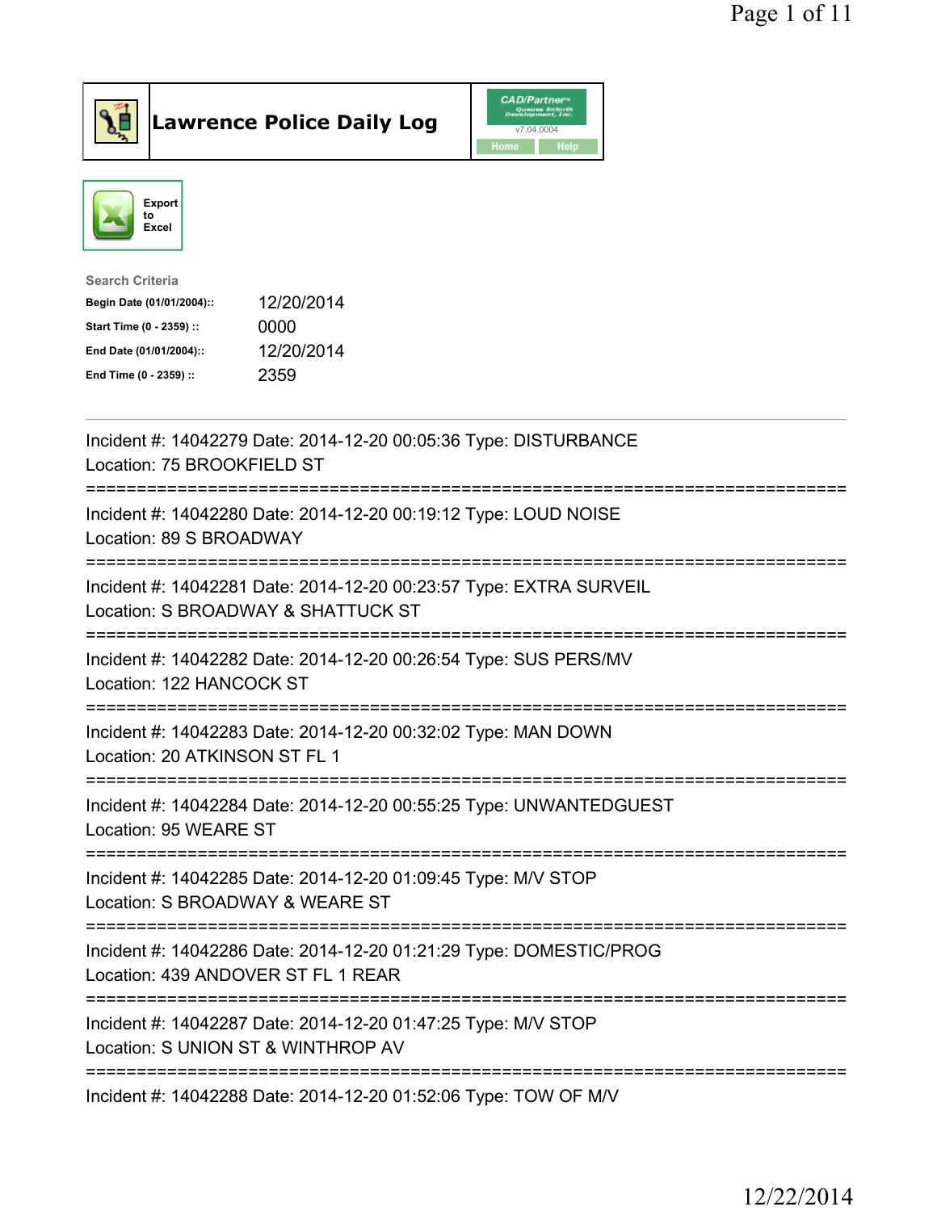# Lawrence Police Daily Log

Export to Excel

**Search Criteria**

| | |
|---|---|
| **Begin Date (01/01/2004)::** | 12/20/2014 |
| **Start Time (0 - 2359) ::** | 0000 |
| **End Date (01/01/2004)::** | 12/20/2014 |
| **End Time (0 - 2359) ::** | 2359 |

---

Incident #: 14042279 Date: 2014-12-20 00:05:36 Type: DISTURBANCE
Location: 75 BROOKFIELD ST

===========================================================================

Incident #: 14042280 Date: 2014-12-20 00:19:12 Type: LOUD NOISE
Location: 89 S BROADWAY

===========================================================================

Incident #: 14042281 Date: 2014-12-20 00:23:57 Type: EXTRA SURVEIL
Location: S BROADWAY & SHATTUCK ST

===========================================================================

Incident #: 14042282 Date: 2014-12-20 00:26:54 Type: SUS PERS/MV
Location: 122 HANCOCK ST

===========================================================================

Incident #: 14042283 Date: 2014-12-20 00:32:02 Type: MAN DOWN
Location: 20 ATKINSON ST FL 1

===========================================================================

Incident #: 14042284 Date: 2014-12-20 00:55:25 Type: UNWANTEDGUEST
Location: 95 WEARE ST

===========================================================================

Incident #: 14042285 Date: 2014-12-20 01:09:45 Type: M/V STOP
Location: S BROADWAY & WEARE ST

===========================================================================

Incident #: 14042286 Date: 2014-12-20 01:21:29 Type: DOMESTIC/PROG
Location: 439 ANDOVER ST FL 1 REAR

===========================================================================

Incident #: 14042287 Date: 2014-12-20 01:47:25 Type: M/V STOP
Location: S UNION ST & WINTHROP AV

===========================================================================

Incident #: 14042288 Date: 2014-12-20 01:52:06 Type: TOW OF M/V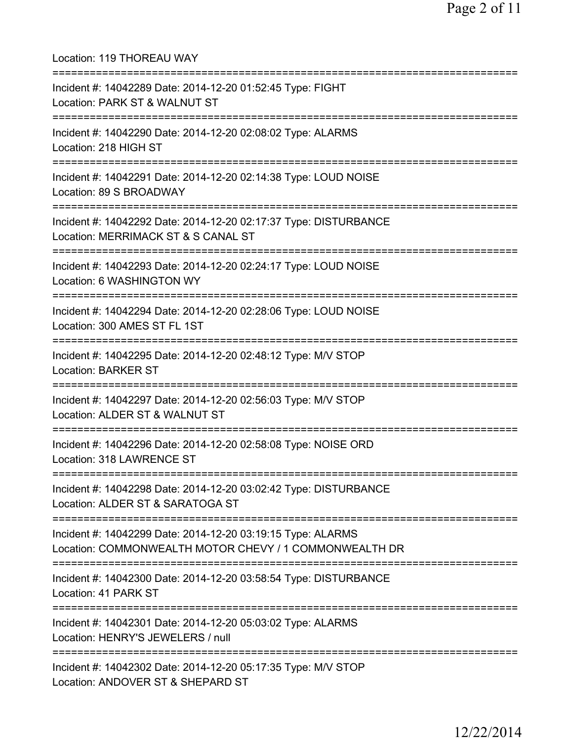Location: 119 THOREAU WAY

===========================================================================

Incident #: 14042289 Date: 2014-12-20 01:52:45 Type: FIGHT
Location: PARK ST & WALNUT ST

===========================================================================

Incident #: 14042290 Date: 2014-12-20 02:08:02 Type: ALARMS
Location: 218 HIGH ST

===========================================================================

Incident #: 14042291 Date: 2014-12-20 02:14:38 Type: LOUD NOISE
Location: 89 S BROADWAY

===========================================================================

Incident #: 14042292 Date: 2014-12-20 02:17:37 Type: DISTURBANCE
Location: MERRIMACK ST & S CANAL ST

===========================================================================

Incident #: 14042293 Date: 2014-12-20 02:24:17 Type: LOUD NOISE
Location: 6 WASHINGTON WY

===========================================================================

Incident #: 14042294 Date: 2014-12-20 02:28:06 Type: LOUD NOISE
Location: 300 AMES ST FL 1ST

===========================================================================

Incident #: 14042295 Date: 2014-12-20 02:48:12 Type: M/V STOP
Location: BARKER ST

===========================================================================

Incident #: 14042297 Date: 2014-12-20 02:56:03 Type: M/V STOP
Location: ALDER ST & WALNUT ST

===========================================================================

Incident #: 14042296 Date: 2014-12-20 02:58:08 Type: NOISE ORD
Location: 318 LAWRENCE ST

===========================================================================

Incident #: 14042298 Date: 2014-12-20 03:02:42 Type: DISTURBANCE
Location: ALDER ST & SARATOGA ST

===========================================================================

Incident #: 14042299 Date: 2014-12-20 03:19:15 Type: ALARMS
Location: COMMONWEALTH MOTOR CHEVY / 1 COMMONWEALTH DR

===========================================================================

Incident #: 14042300 Date: 2014-12-20 03:58:54 Type: DISTURBANCE
Location: 41 PARK ST

===========================================================================

Incident #: 14042301 Date: 2014-12-20 05:03:02 Type: ALARMS
Location: HENRY'S JEWELERS / null

===========================================================================

Incident #: 14042302 Date: 2014-12-20 05:17:35 Type: M/V STOP
Location: ANDOVER ST & SHEPARD ST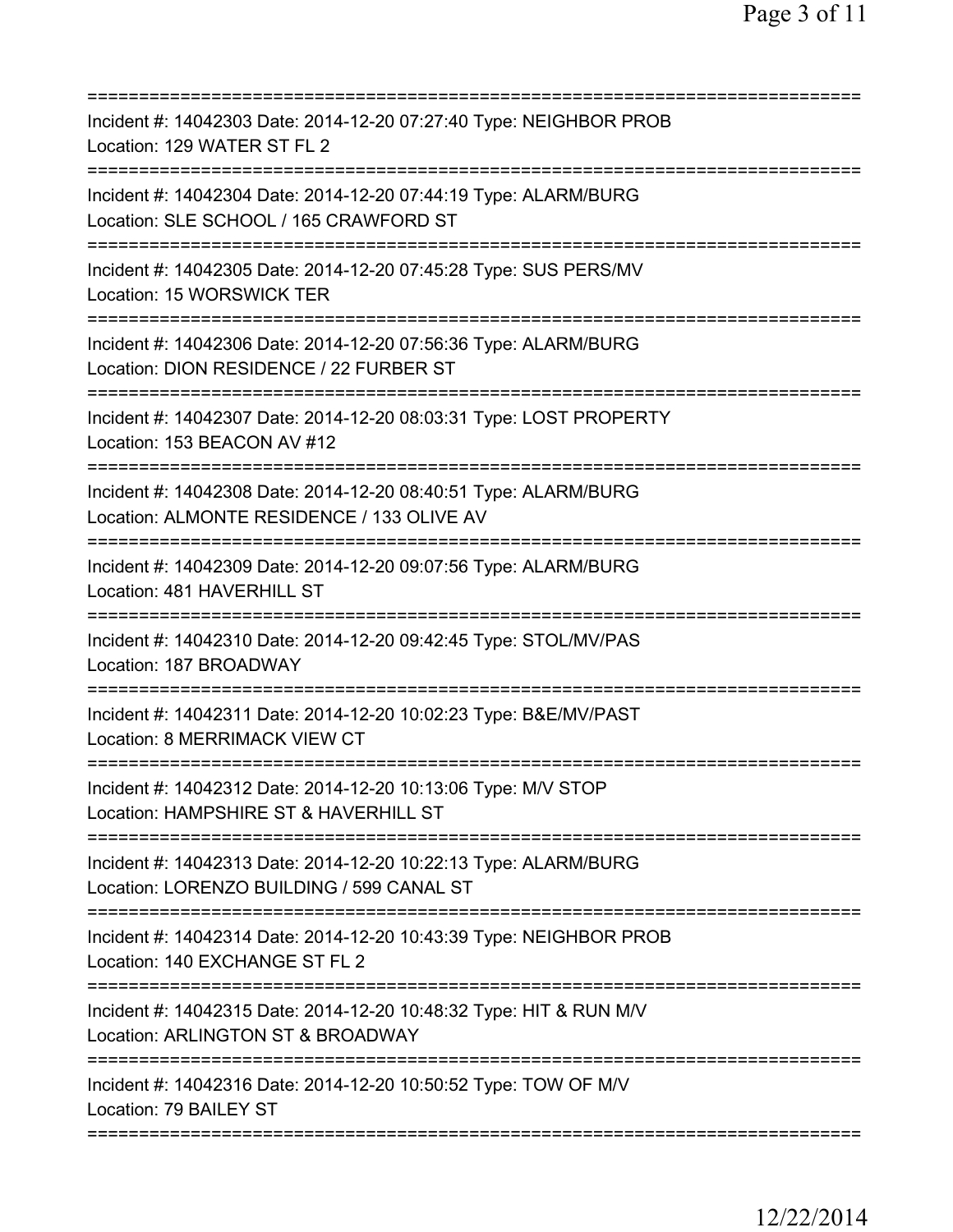===========================================================================
Incident #: 14042303 Date: 2014-12-20 07:27:40 Type: NEIGHBOR PROB
Location: 129 WATER ST FL 2
===========================================================================
Incident #: 14042304 Date: 2014-12-20 07:44:19 Type: ALARM/BURG
Location: SLE SCHOOL / 165 CRAWFORD ST
===========================================================================
Incident #: 14042305 Date: 2014-12-20 07:45:28 Type: SUS PERS/MV
Location: 15 WORSWICK TER
===========================================================================
Incident #: 14042306 Date: 2014-12-20 07:56:36 Type: ALARM/BURG
Location: DION RESIDENCE / 22 FURBER ST
===========================================================================
Incident #: 14042307 Date: 2014-12-20 08:03:31 Type: LOST PROPERTY
Location: 153 BEACON AV #12
===========================================================================
Incident #: 14042308 Date: 2014-12-20 08:40:51 Type: ALARM/BURG
Location: ALMONTE RESIDENCE / 133 OLIVE AV
===========================================================================
Incident #: 14042309 Date: 2014-12-20 09:07:56 Type: ALARM/BURG
Location: 481 HAVERHILL ST
===========================================================================
Incident #: 14042310 Date: 2014-12-20 09:42:45 Type: STOL/MV/PAS
Location: 187 BROADWAY
===========================================================================
Incident #: 14042311 Date: 2014-12-20 10:02:23 Type: B&E/MV/PAST
Location: 8 MERRIMACK VIEW CT
===========================================================================
Incident #: 14042312 Date: 2014-12-20 10:13:06 Type: M/V STOP
Location: HAMPSHIRE ST & HAVERHILL ST
===========================================================================
Incident #: 14042313 Date: 2014-12-20 10:22:13 Type: ALARM/BURG
Location: LORENZO BUILDING / 599 CANAL ST
===========================================================================
Incident #: 14042314 Date: 2014-12-20 10:43:39 Type: NEIGHBOR PROB
Location: 140 EXCHANGE ST FL 2
===========================================================================
Incident #: 14042315 Date: 2014-12-20 10:48:32 Type: HIT & RUN M/V
Location: ARLINGTON ST & BROADWAY
===========================================================================
Incident #: 14042316 Date: 2014-12-20 10:50:52 Type: TOW OF M/V
Location: 79 BAILEY ST
===========================================================================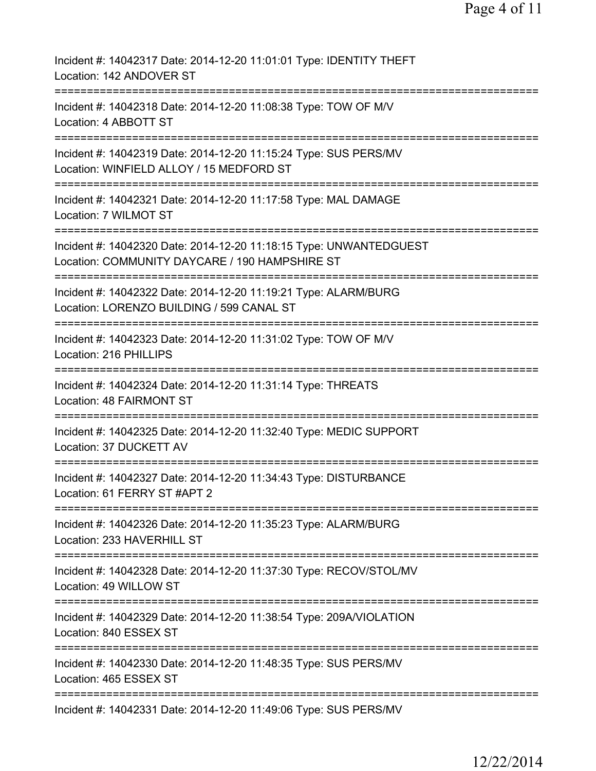Incident #: 14042317 Date: 2014-12-20 11:01:01 Type: IDENTITY THEFT
Location: 142 ANDOVER ST
===========================================================================
Incident #: 14042318 Date: 2014-12-20 11:08:38 Type: TOW OF M/V
Location: 4 ABBOTT ST
===========================================================================
Incident #: 14042319 Date: 2014-12-20 11:15:24 Type: SUS PERS/MV
Location: WINFIELD ALLOY / 15 MEDFORD ST
===========================================================================
Incident #: 14042321 Date: 2014-12-20 11:17:58 Type: MAL DAMAGE
Location: 7 WILMOT ST
===========================================================================
Incident #: 14042320 Date: 2014-12-20 11:18:15 Type: UNWANTEDGUEST
Location: COMMUNITY DAYCARE / 190 HAMPSHIRE ST
===========================================================================
Incident #: 14042322 Date: 2014-12-20 11:19:21 Type: ALARM/BURG
Location: LORENZO BUILDING / 599 CANAL ST
===========================================================================
Incident #: 14042323 Date: 2014-12-20 11:31:02 Type: TOW OF M/V
Location: 216 PHILLIPS
===========================================================================
Incident #: 14042324 Date: 2014-12-20 11:31:14 Type: THREATS
Location: 48 FAIRMONT ST
===========================================================================
Incident #: 14042325 Date: 2014-12-20 11:32:40 Type: MEDIC SUPPORT
Location: 37 DUCKETT AV
===========================================================================
Incident #: 14042327 Date: 2014-12-20 11:34:43 Type: DISTURBANCE
Location: 61 FERRY ST #APT 2
===========================================================================
Incident #: 14042326 Date: 2014-12-20 11:35:23 Type: ALARM/BURG
Location: 233 HAVERHILL ST
===========================================================================
Incident #: 14042328 Date: 2014-12-20 11:37:30 Type: RECOV/STOL/MV
Location: 49 WILLOW ST
===========================================================================
Incident #: 14042329 Date: 2014-12-20 11:38:54 Type: 209A/VIOLATION
Location: 840 ESSEX ST
===========================================================================
Incident #: 14042330 Date: 2014-12-20 11:48:35 Type: SUS PERS/MV
Location: 465 ESSEX ST
===========================================================================
Incident #: 14042331 Date: 2014-12-20 11:49:06 Type: SUS PERS/MV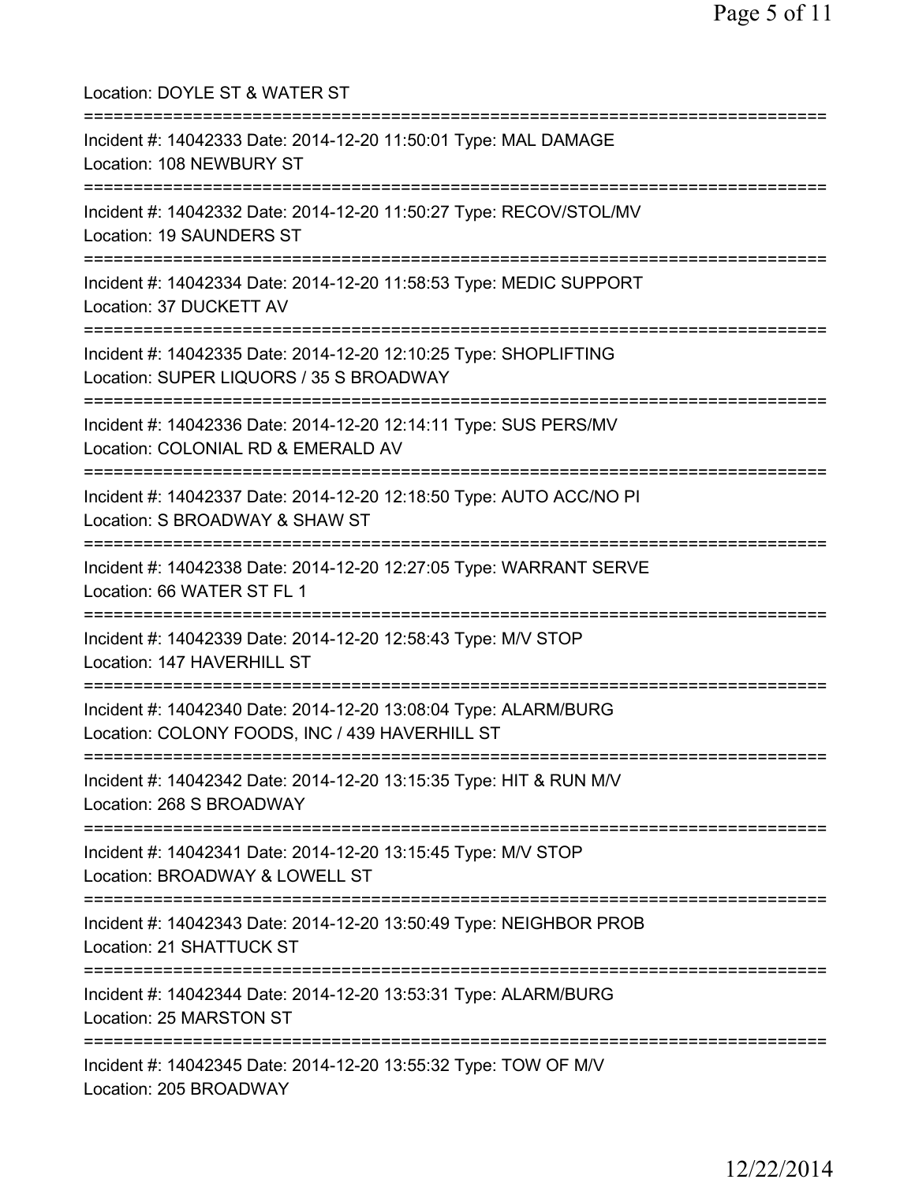Location: DOYLE ST & WATER ST

===========================================================================

Incident #: 14042333 Date: 2014-12-20 11:50:01 Type: MAL DAMAGE
Location: 108 NEWBURY ST

===========================================================================

Incident #: 14042332 Date: 2014-12-20 11:50:27 Type: RECOV/STOL/MV
Location: 19 SAUNDERS ST

===========================================================================

Incident #: 14042334 Date: 2014-12-20 11:58:53 Type: MEDIC SUPPORT
Location: 37 DUCKETT AV

===========================================================================

Incident #: 14042335 Date: 2014-12-20 12:10:25 Type: SHOPLIFTING
Location: SUPER LIQUORS / 35 S BROADWAY

===========================================================================

Incident #: 14042336 Date: 2014-12-20 12:14:11 Type: SUS PERS/MV
Location: COLONIAL RD & EMERALD AV

===========================================================================

Incident #: 14042337 Date: 2014-12-20 12:18:50 Type: AUTO ACC/NO PI
Location: S BROADWAY & SHAW ST

===========================================================================

Incident #: 14042338 Date: 2014-12-20 12:27:05 Type: WARRANT SERVE
Location: 66 WATER ST FL 1

===========================================================================

Incident #: 14042339 Date: 2014-12-20 12:58:43 Type: M/V STOP
Location: 147 HAVERHILL ST

===========================================================================

Incident #: 14042340 Date: 2014-12-20 13:08:04 Type: ALARM/BURG
Location: COLONY FOODS, INC / 439 HAVERHILL ST

===========================================================================

Incident #: 14042342 Date: 2014-12-20 13:15:35 Type: HIT & RUN M/V
Location: 268 S BROADWAY

===========================================================================

Incident #: 14042341 Date: 2014-12-20 13:15:45 Type: M/V STOP
Location: BROADWAY & LOWELL ST

===========================================================================

Incident #: 14042343 Date: 2014-12-20 13:50:49 Type: NEIGHBOR PROB
Location: 21 SHATTUCK ST

===========================================================================

Incident #: 14042344 Date: 2014-12-20 13:53:31 Type: ALARM/BURG
Location: 25 MARSTON ST

===========================================================================

Incident #: 14042345 Date: 2014-12-20 13:55:32 Type: TOW OF M/V
Location: 205 BROADWAY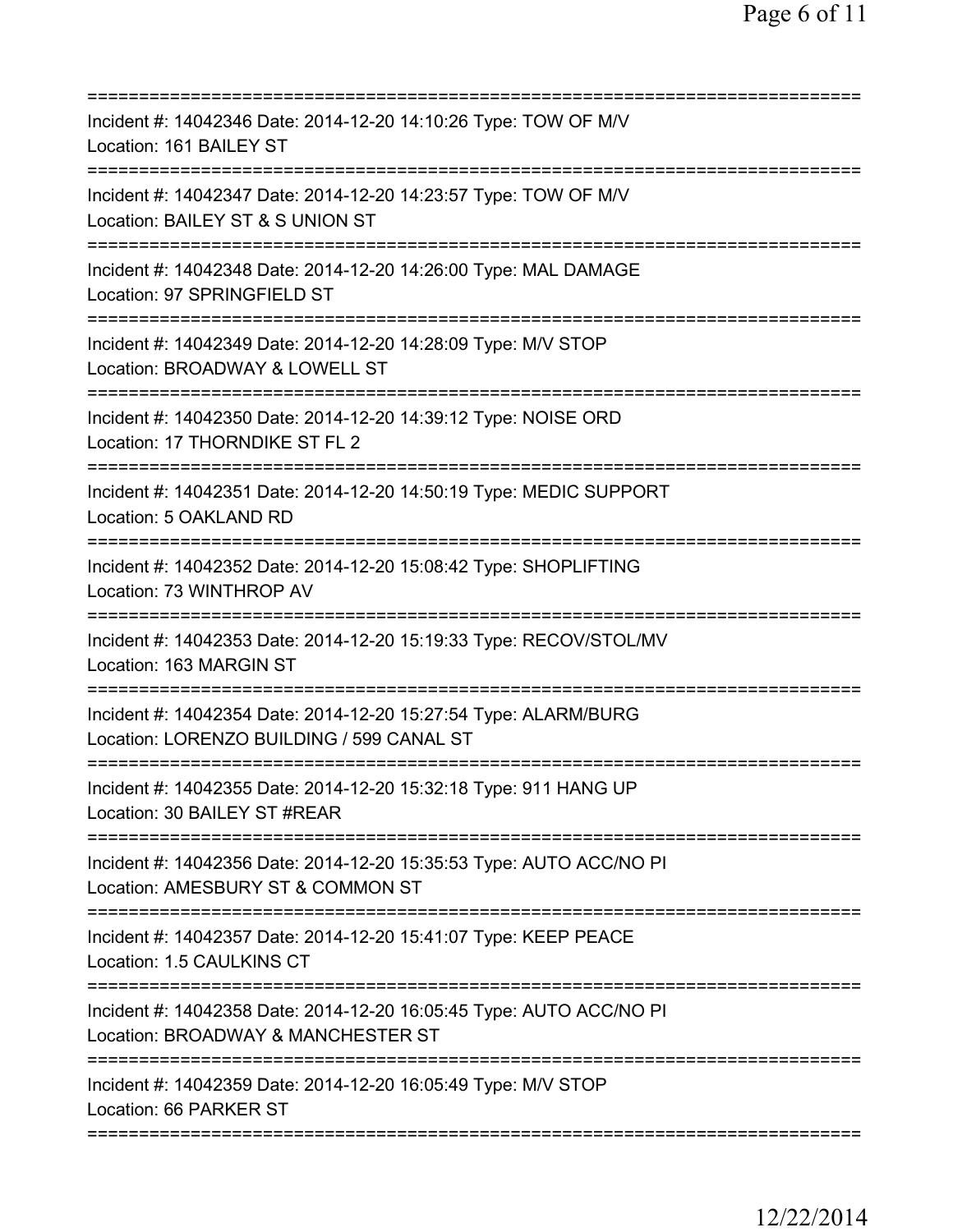===========================================================================
Incident #: 14042346 Date: 2014-12-20 14:10:26 Type: TOW OF M/V
Location: 161 BAILEY ST
===========================================================================
Incident #: 14042347 Date: 2014-12-20 14:23:57 Type: TOW OF M/V
Location: BAILEY ST & S UNION ST
===========================================================================
Incident #: 14042348 Date: 2014-12-20 14:26:00 Type: MAL DAMAGE
Location: 97 SPRINGFIELD ST
===========================================================================
Incident #: 14042349 Date: 2014-12-20 14:28:09 Type: M/V STOP
Location: BROADWAY & LOWELL ST
===========================================================================
Incident #: 14042350 Date: 2014-12-20 14:39:12 Type: NOISE ORD
Location: 17 THORNDIKE ST FL 2
===========================================================================
Incident #: 14042351 Date: 2014-12-20 14:50:19 Type: MEDIC SUPPORT
Location: 5 OAKLAND RD
===========================================================================
Incident #: 14042352 Date: 2014-12-20 15:08:42 Type: SHOPLIFTING
Location: 73 WINTHROP AV
===========================================================================
Incident #: 14042353 Date: 2014-12-20 15:19:33 Type: RECOV/STOL/MV
Location: 163 MARGIN ST
===========================================================================
Incident #: 14042354 Date: 2014-12-20 15:27:54 Type: ALARM/BURG
Location: LORENZO BUILDING / 599 CANAL ST
===========================================================================
Incident #: 14042355 Date: 2014-12-20 15:32:18 Type: 911 HANG UP
Location: 30 BAILEY ST #REAR
===========================================================================
Incident #: 14042356 Date: 2014-12-20 15:35:53 Type: AUTO ACC/NO PI
Location: AMESBURY ST & COMMON ST
===========================================================================
Incident #: 14042357 Date: 2014-12-20 15:41:07 Type: KEEP PEACE
Location: 1.5 CAULKINS CT
===========================================================================
Incident #: 14042358 Date: 2014-12-20 16:05:45 Type: AUTO ACC/NO PI
Location: BROADWAY & MANCHESTER ST
===========================================================================
Incident #: 14042359 Date: 2014-12-20 16:05:49 Type: M/V STOP
Location: 66 PARKER ST
===========================================================================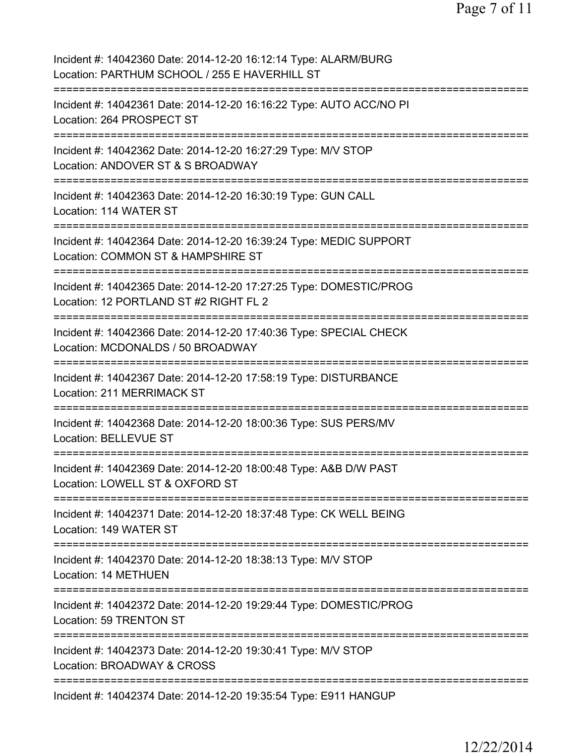Incident #: 14042360 Date: 2014-12-20 16:12:14 Type: ALARM/BURG
Location: PARTHUM SCHOOL / 255 E HAVERHILL ST

===========================================================================

Incident #: 14042361 Date: 2014-12-20 16:16:22 Type: AUTO ACC/NO PI
Location: 264 PROSPECT ST

===========================================================================

Incident #: 14042362 Date: 2014-12-20 16:27:29 Type: M/V STOP
Location: ANDOVER ST & S BROADWAY

===========================================================================

Incident #: 14042363 Date: 2014-12-20 16:30:19 Type: GUN CALL
Location: 114 WATER ST

===========================================================================

Incident #: 14042364 Date: 2014-12-20 16:39:24 Type: MEDIC SUPPORT
Location: COMMON ST & HAMPSHIRE ST

===========================================================================

Incident #: 14042365 Date: 2014-12-20 17:27:25 Type: DOMESTIC/PROG
Location: 12 PORTLAND ST #2 RIGHT FL 2

===========================================================================

Incident #: 14042366 Date: 2014-12-20 17:40:36 Type: SPECIAL CHECK
Location: MCDONALDS / 50 BROADWAY

===========================================================================

Incident #: 14042367 Date: 2014-12-20 17:58:19 Type: DISTURBANCE
Location: 211 MERRIMACK ST

===========================================================================

Incident #: 14042368 Date: 2014-12-20 18:00:36 Type: SUS PERS/MV
Location: BELLEVUE ST

===========================================================================

Incident #: 14042369 Date: 2014-12-20 18:00:48 Type: A&B D/W PAST
Location: LOWELL ST & OXFORD ST

===========================================================================

Incident #: 14042371 Date: 2014-12-20 18:37:48 Type: CK WELL BEING
Location: 149 WATER ST

===========================================================================

Incident #: 14042370 Date: 2014-12-20 18:38:13 Type: M/V STOP
Location: 14 METHUEN

===========================================================================

Incident #: 14042372 Date: 2014-12-20 19:29:44 Type: DOMESTIC/PROG
Location: 59 TRENTON ST

===========================================================================

Incident #: 14042373 Date: 2014-12-20 19:30:41 Type: M/V STOP
Location: BROADWAY & CROSS

===========================================================================

Incident #: 14042374 Date: 2014-12-20 19:35:54 Type: E911 HANGUP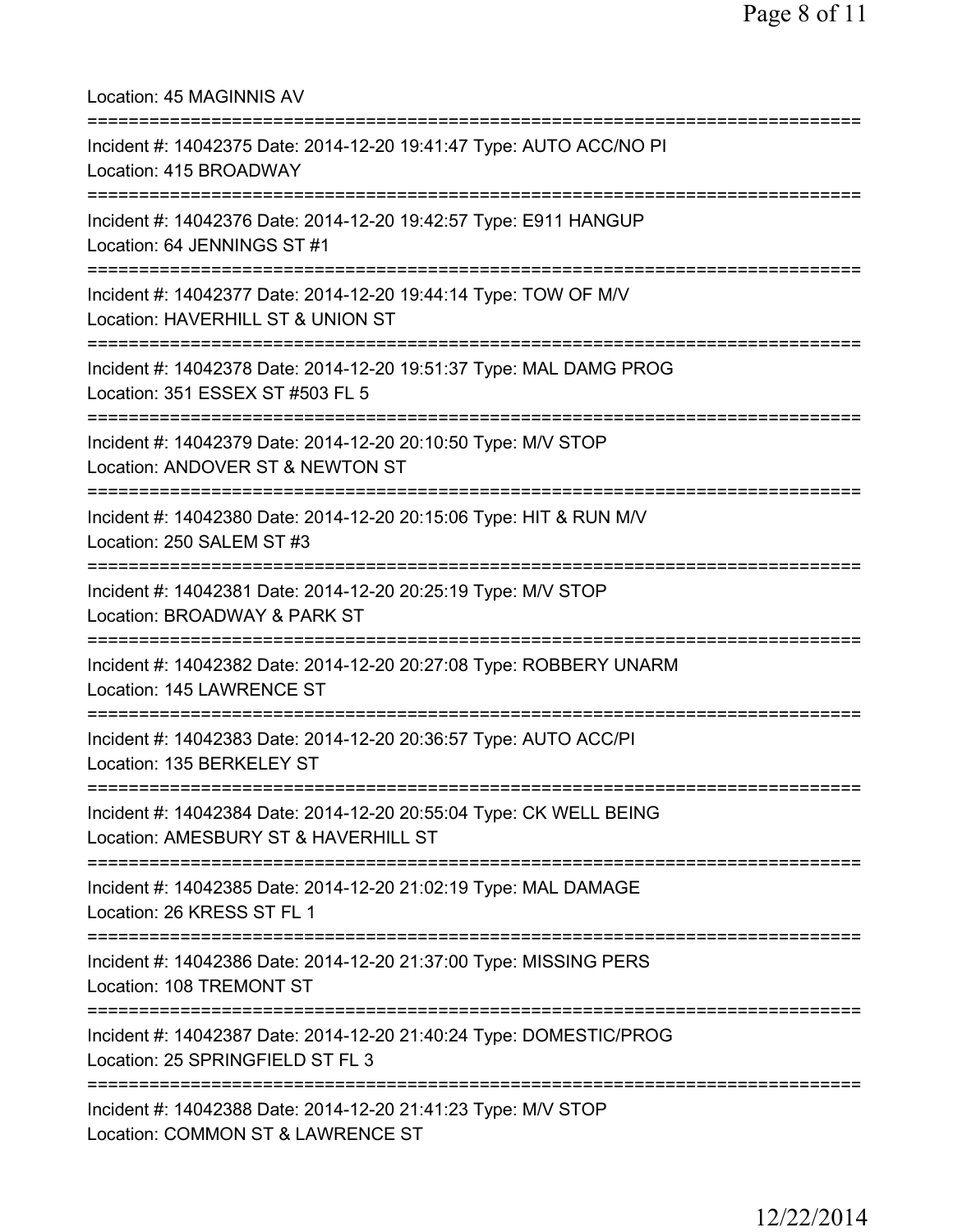Location: 45 MAGINNIS AV

===========================================================================

Incident #: 14042375 Date: 2014-12-20 19:41:47 Type: AUTO ACC/NO PI
Location: 415 BROADWAY

===========================================================================

Incident #: 14042376 Date: 2014-12-20 19:42:57 Type: E911 HANGUP
Location: 64 JENNINGS ST #1

===========================================================================

Incident #: 14042377 Date: 2014-12-20 19:44:14 Type: TOW OF M/V
Location: HAVERHILL ST & UNION ST

===========================================================================

Incident #: 14042378 Date: 2014-12-20 19:51:37 Type: MAL DAMG PROG
Location: 351 ESSEX ST #503 FL 5

===========================================================================

Incident #: 14042379 Date: 2014-12-20 20:10:50 Type: M/V STOP
Location: ANDOVER ST & NEWTON ST

===========================================================================

Incident #: 14042380 Date: 2014-12-20 20:15:06 Type: HIT & RUN M/V
Location: 250 SALEM ST #3

===========================================================================

Incident #: 14042381 Date: 2014-12-20 20:25:19 Type: M/V STOP
Location: BROADWAY & PARK ST

===========================================================================

Incident #: 14042382 Date: 2014-12-20 20:27:08 Type: ROBBERY UNARM
Location: 145 LAWRENCE ST

===========================================================================

Incident #: 14042383 Date: 2014-12-20 20:36:57 Type: AUTO ACC/PI
Location: 135 BERKELEY ST

===========================================================================

Incident #: 14042384 Date: 2014-12-20 20:55:04 Type: CK WELL BEING
Location: AMESBURY ST & HAVERHILL ST

===========================================================================

Incident #: 14042385 Date: 2014-12-20 21:02:19 Type: MAL DAMAGE
Location: 26 KRESS ST FL 1

===========================================================================

Incident #: 14042386 Date: 2014-12-20 21:37:00 Type: MISSING PERS
Location: 108 TREMONT ST

===========================================================================

Incident #: 14042387 Date: 2014-12-20 21:40:24 Type: DOMESTIC/PROG
Location: 25 SPRINGFIELD ST FL 3

===========================================================================

Incident #: 14042388 Date: 2014-12-20 21:41:23 Type: M/V STOP
Location: COMMON ST & LAWRENCE ST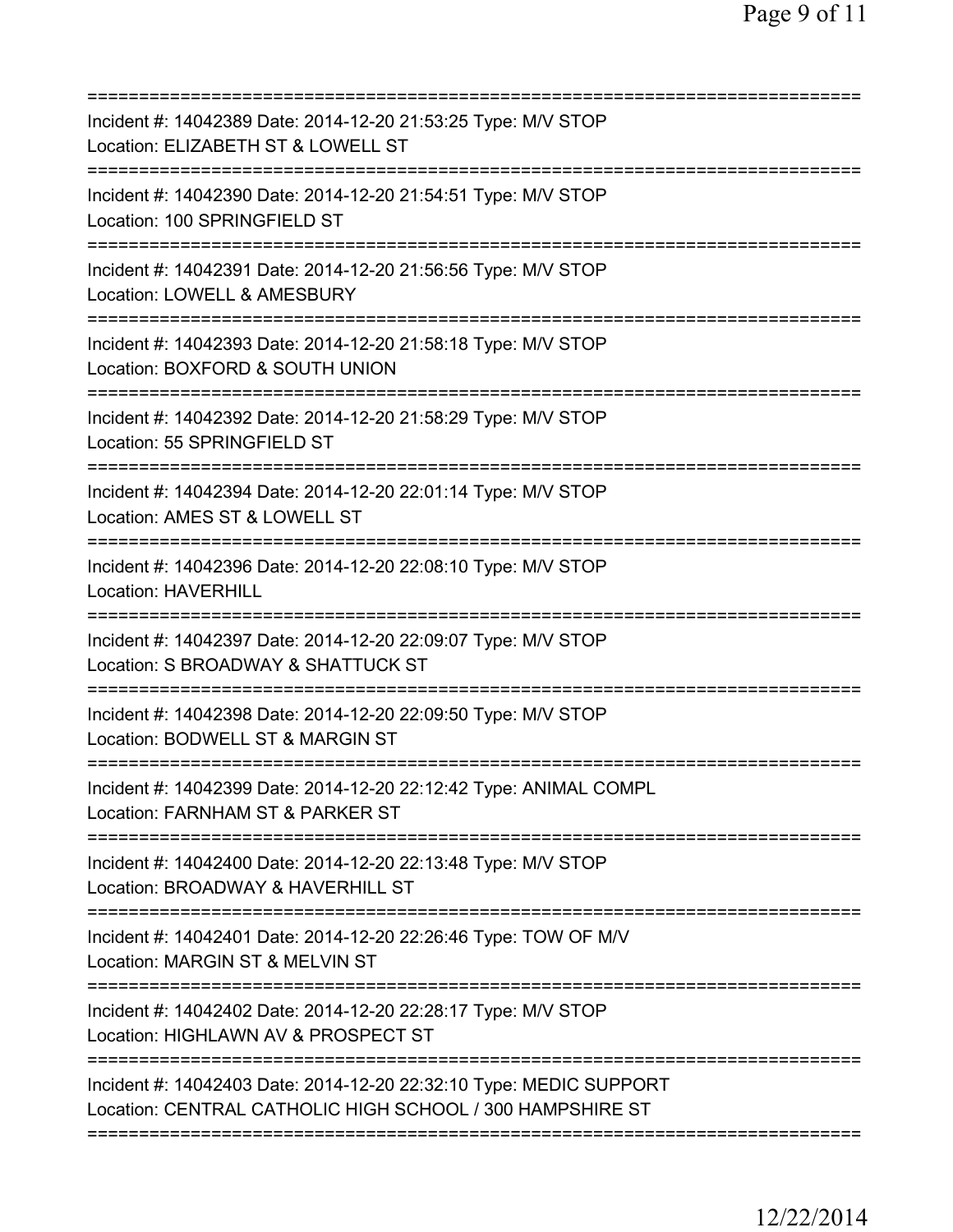===========================================================================
Incident #: 14042389 Date: 2014-12-20 21:53:25 Type: M/V STOP
Location: ELIZABETH ST & LOWELL ST
===========================================================================
Incident #: 14042390 Date: 2014-12-20 21:54:51 Type: M/V STOP
Location: 100 SPRINGFIELD ST
===========================================================================
Incident #: 14042391 Date: 2014-12-20 21:56:56 Type: M/V STOP
Location: LOWELL & AMESBURY
===========================================================================
Incident #: 14042393 Date: 2014-12-20 21:58:18 Type: M/V STOP
Location: BOXFORD & SOUTH UNION
===========================================================================
Incident #: 14042392 Date: 2014-12-20 21:58:29 Type: M/V STOP
Location: 55 SPRINGFIELD ST
===========================================================================
Incident #: 14042394 Date: 2014-12-20 22:01:14 Type: M/V STOP
Location: AMES ST & LOWELL ST
===========================================================================
Incident #: 14042396 Date: 2014-12-20 22:08:10 Type: M/V STOP
Location: HAVERHILL
===========================================================================
Incident #: 14042397 Date: 2014-12-20 22:09:07 Type: M/V STOP
Location: S BROADWAY & SHATTUCK ST
===========================================================================
Incident #: 14042398 Date: 2014-12-20 22:09:50 Type: M/V STOP
Location: BODWELL ST & MARGIN ST
===========================================================================
Incident #: 14042399 Date: 2014-12-20 22:12:42 Type: ANIMAL COMPL
Location: FARNHAM ST & PARKER ST
===========================================================================
Incident #: 14042400 Date: 2014-12-20 22:13:48 Type: M/V STOP
Location: BROADWAY & HAVERHILL ST
===========================================================================
Incident #: 14042401 Date: 2014-12-20 22:26:46 Type: TOW OF M/V
Location: MARGIN ST & MELVIN ST
===========================================================================
Incident #: 14042402 Date: 2014-12-20 22:28:17 Type: M/V STOP
Location: HIGHLAWN AV & PROSPECT ST
===========================================================================
Incident #: 14042403 Date: 2014-12-20 22:32:10 Type: MEDIC SUPPORT
Location: CENTRAL CATHOLIC HIGH SCHOOL / 300 HAMPSHIRE ST
===========================================================================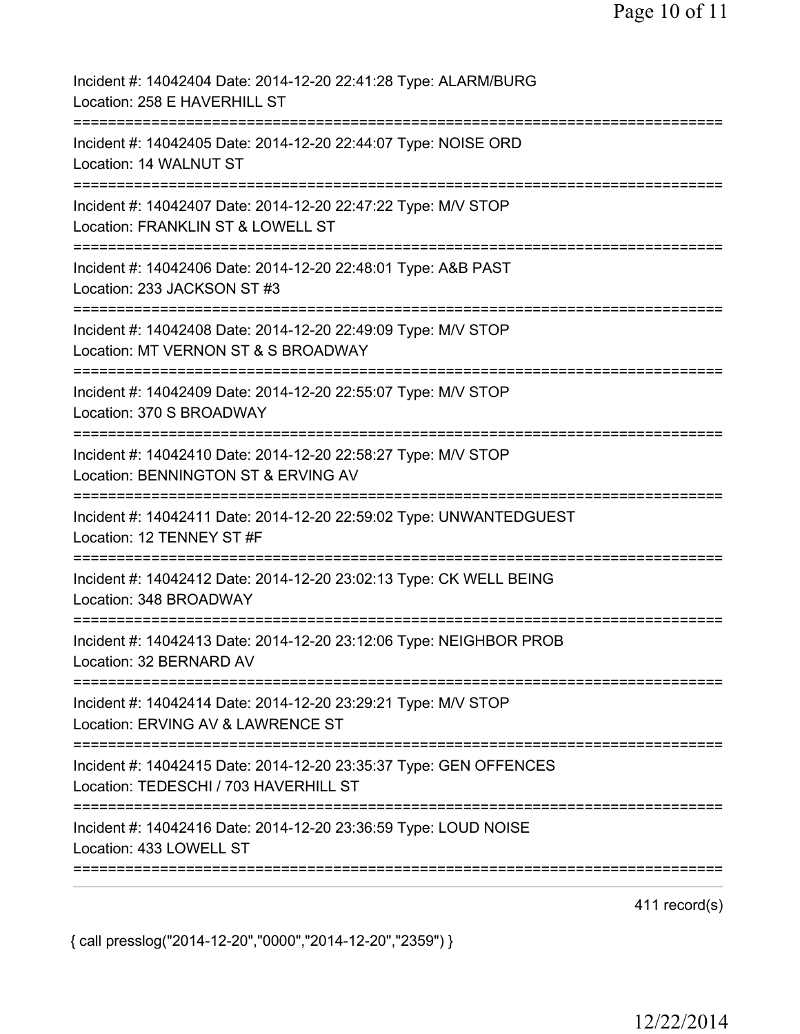Incident #: 14042404 Date: 2014-12-20 22:41:28 Type: ALARM/BURG
Location: 258 E HAVERHILL ST

===========================================================================

Incident #: 14042405 Date: 2014-12-20 22:44:07 Type: NOISE ORD
Location: 14 WALNUT ST

===========================================================================

Incident #: 14042407 Date: 2014-12-20 22:47:22 Type: M/V STOP
Location: FRANKLIN ST & LOWELL ST

===========================================================================

Incident #: 14042406 Date: 2014-12-20 22:48:01 Type: A&B PAST
Location: 233 JACKSON ST #3

===========================================================================

Incident #: 14042408 Date: 2014-12-20 22:49:09 Type: M/V STOP
Location: MT VERNON ST & S BROADWAY

===========================================================================

Incident #: 14042409 Date: 2014-12-20 22:55:07 Type: M/V STOP
Location: 370 S BROADWAY

===========================================================================

Incident #: 14042410 Date: 2014-12-20 22:58:27 Type: M/V STOP
Location: BENNINGTON ST & ERVING AV

===========================================================================

Incident #: 14042411 Date: 2014-12-20 22:59:02 Type: UNWANTEDGUEST
Location: 12 TENNEY ST #F

===========================================================================

Incident #: 14042412 Date: 2014-12-20 23:02:13 Type: CK WELL BEING
Location: 348 BROADWAY

===========================================================================

Incident #: 14042413 Date: 2014-12-20 23:12:06 Type: NEIGHBOR PROB
Location: 32 BERNARD AV

===========================================================================

Incident #: 14042414 Date: 2014-12-20 23:29:21 Type: M/V STOP
Location: ERVING AV & LAWRENCE ST

===========================================================================

Incident #: 14042415 Date: 2014-12-20 23:35:37 Type: GEN OFFENCES
Location: TEDESCHI / 703 HAVERHILL ST

===========================================================================

Incident #: 14042416 Date: 2014-12-20 23:36:59 Type: LOUD NOISE
Location: 433 LOWELL ST

===========================================================================

411 record(s)

{ call presslog("2014-12-20","0000","2014-12-20","2359") }

12/22/2014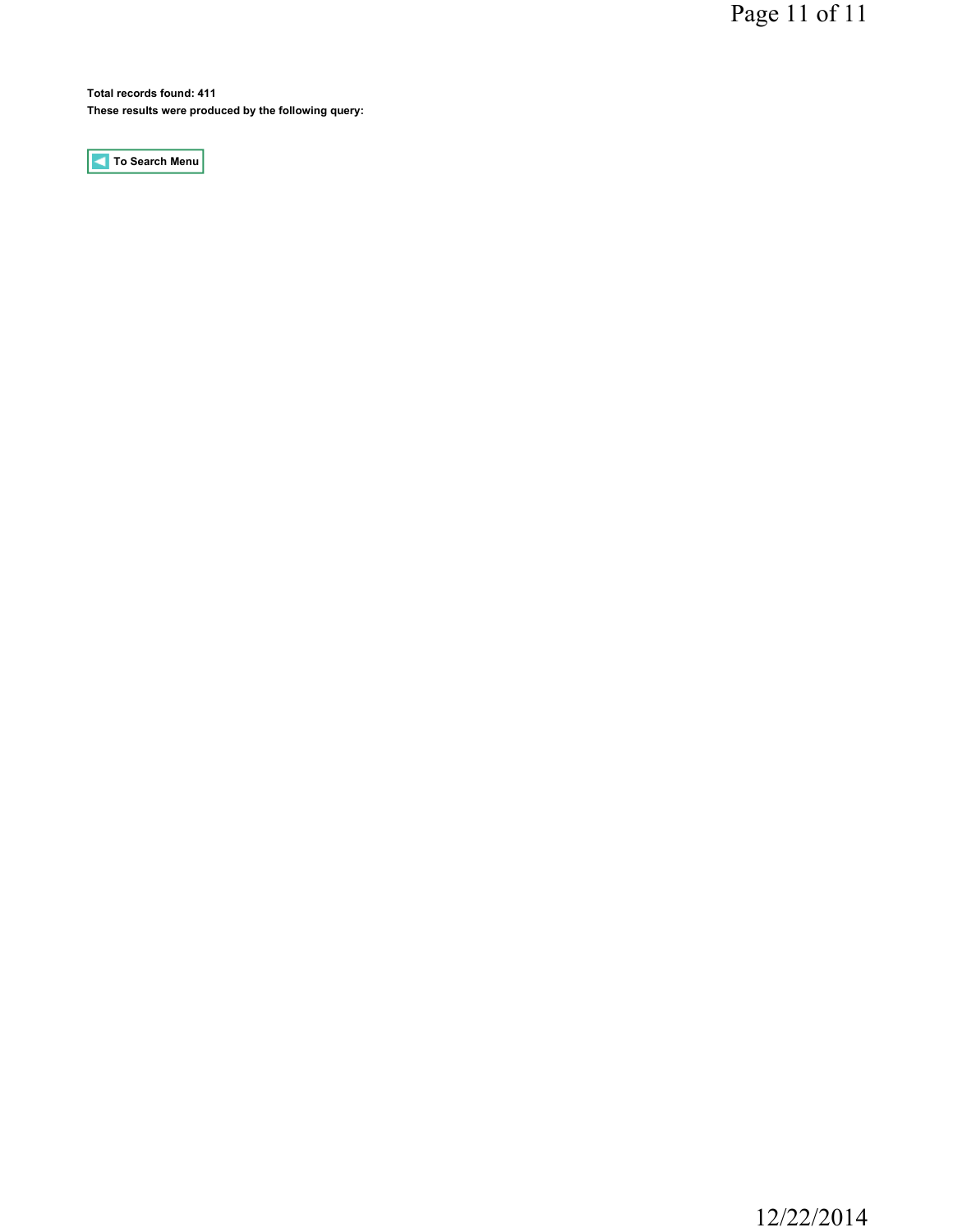**Total records found: 411**

**These results were produced by the following query:**

**To Search Menu**